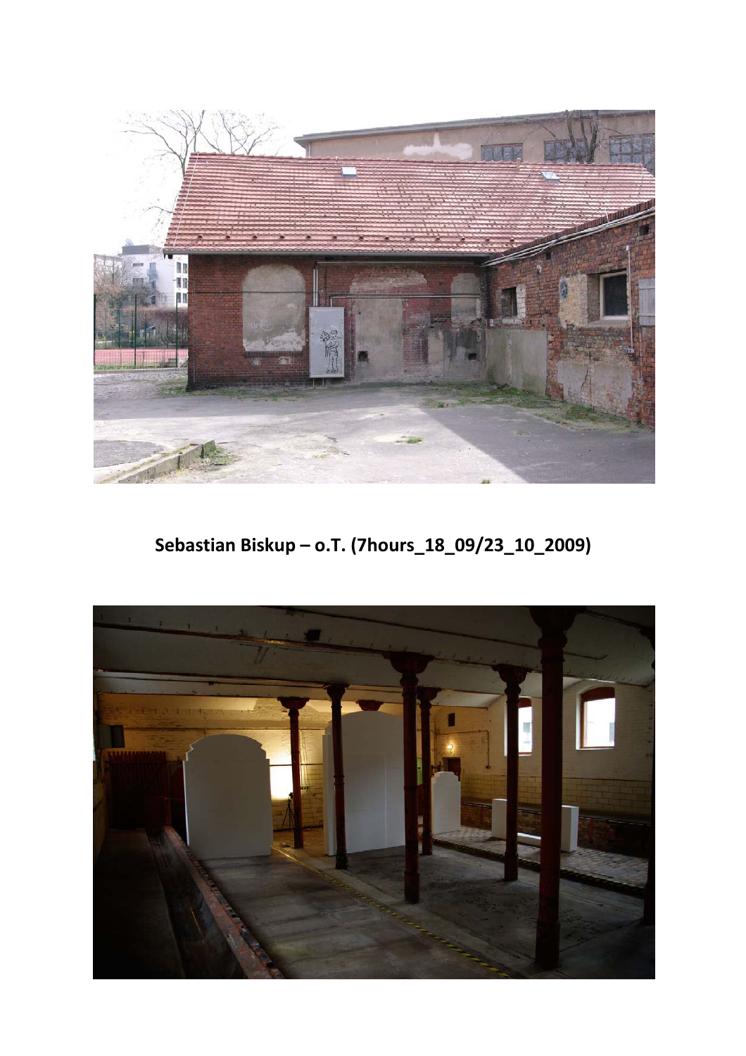**Sebastian Biskup – o.T. (7hours_18_09/23_10_2009)**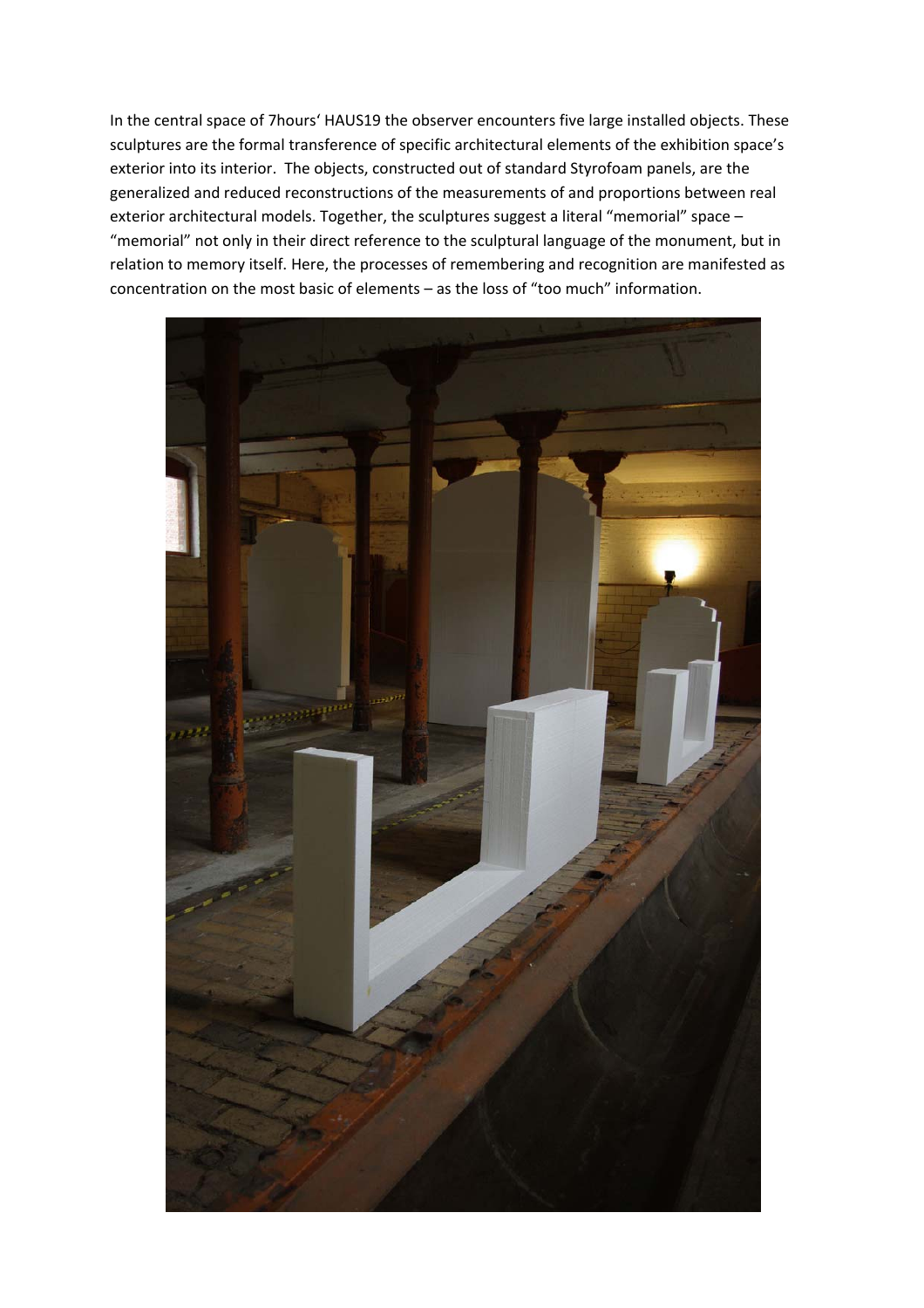In the central space of 7hours' HAUS19 the observer encounters five large installed objects. These sculptures are the formal transference of specific architectural elements of the exhibition space's exterior into its interior. The objects, constructed out of standard Styrofoam panels, are the generalized and reduced reconstructions of the measurements of and proportions between real exterior architectural models. Together, the sculptures suggest a literal "memorial" space – "memorial" not only in their direct reference to the sculptural language of the monument, but in relation to memory itself. Here, the processes of remembering and recognition are manifested as concentration on the most basic of elements – as the loss of "too much" information.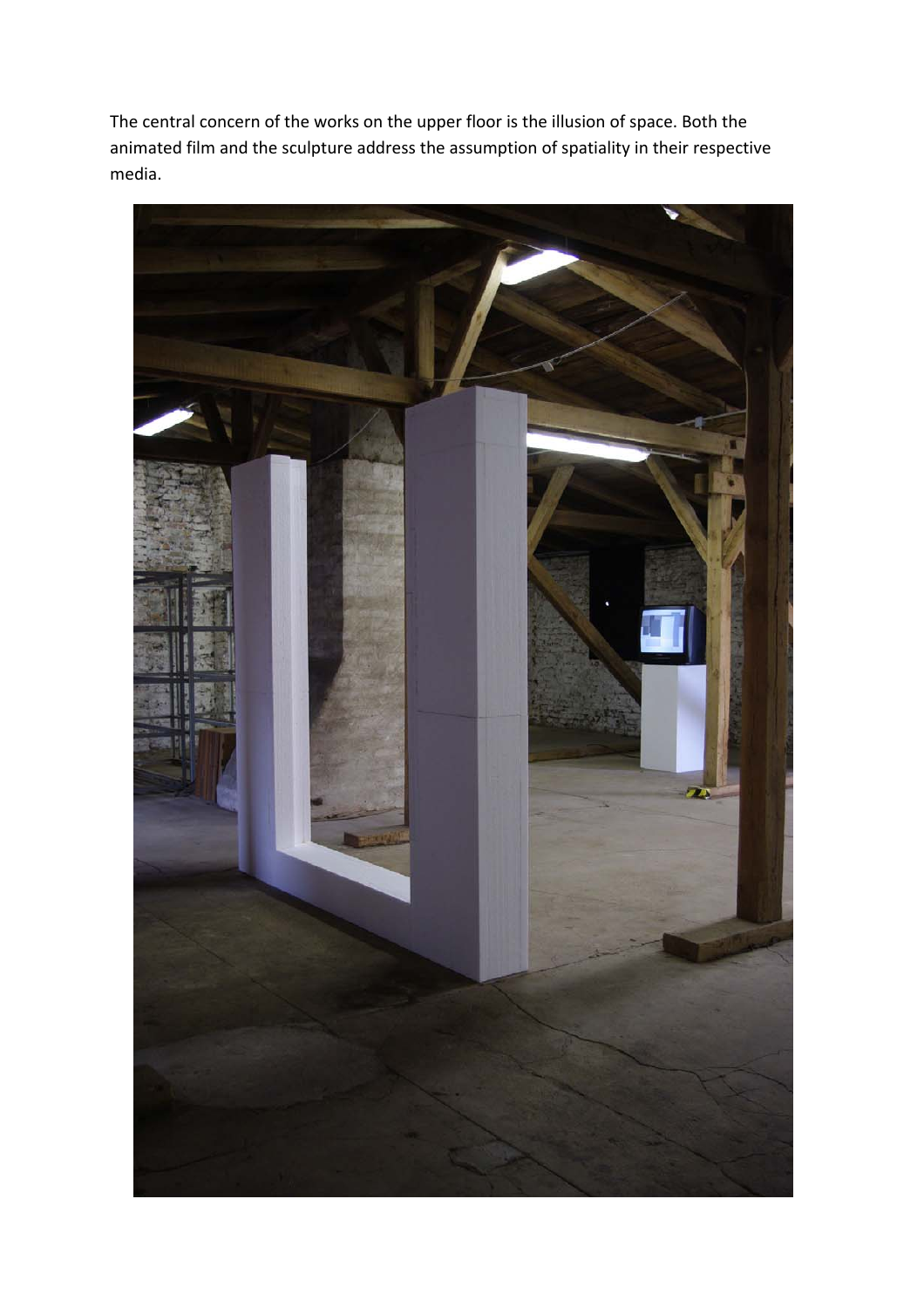The central concern of the works on the upper floor is the illusion of space. Both the animated film and the sculpture address the assumption of spatiality in their respective media.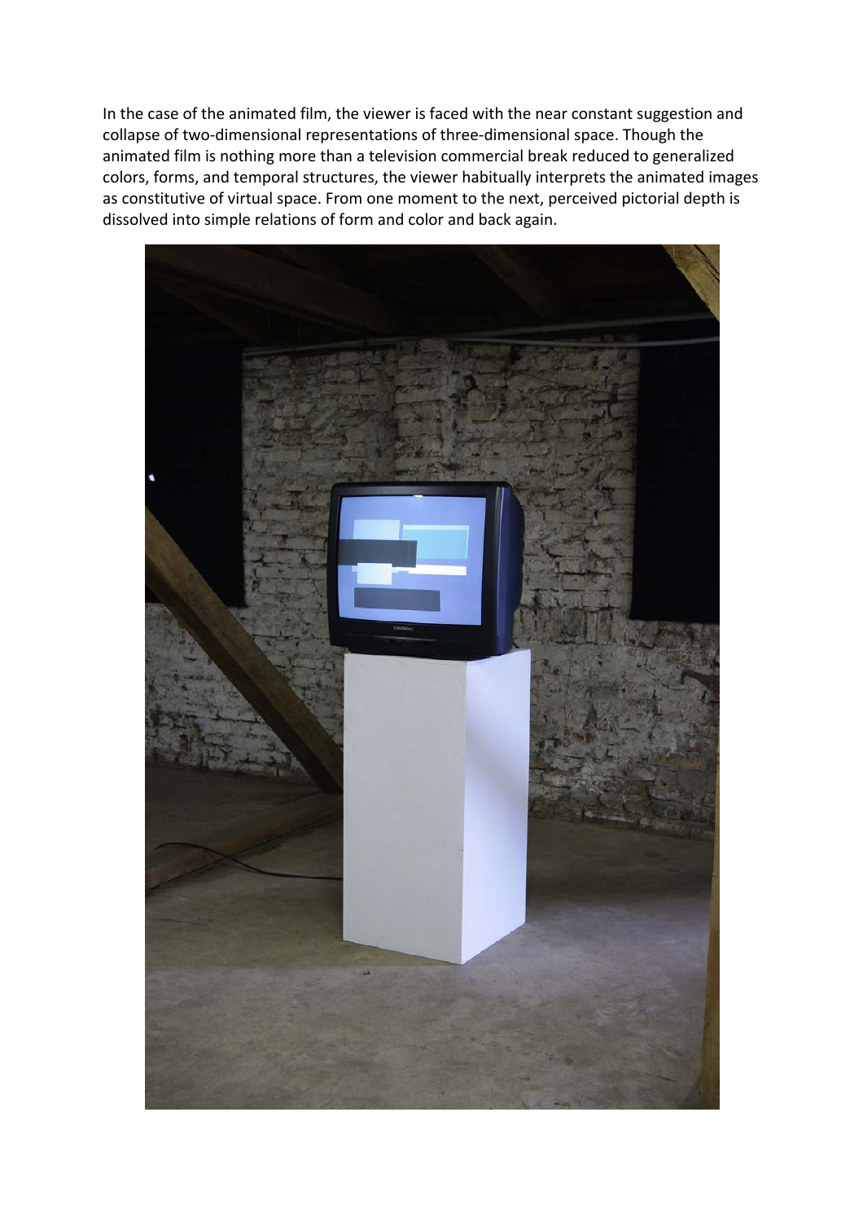In the case of the animated film, the viewer is faced with the near constant suggestion and collapse of two-dimensional representations of three-dimensional space. Though the animated film is nothing more than a television commercial break reduced to generalized colors, forms, and temporal structures, the viewer habitually interprets the animated images as constitutive of virtual space. From one moment to the next, perceived pictorial depth is dissolved into simple relations of form and color and back again.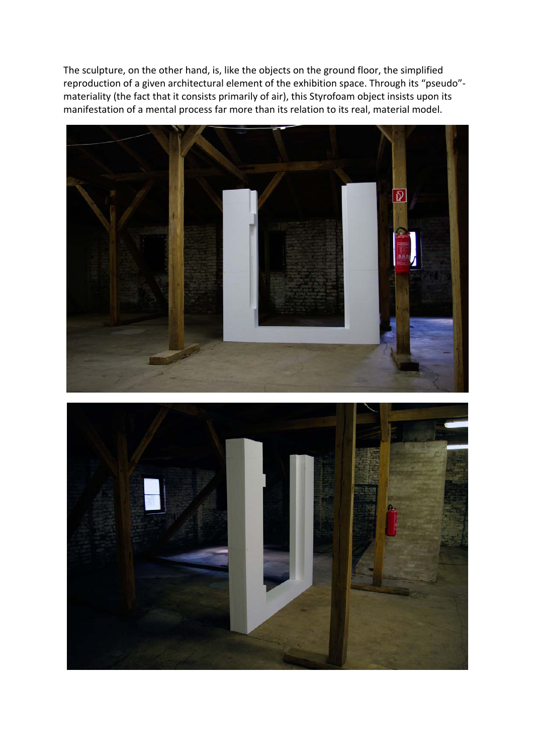The sculpture, on the other hand, is, like the objects on the ground floor, the simplified reproduction of a given architectural element of the exhibition space. Through its "pseudo"-materiality (the fact that it consists primarily of air), this Styrofoam object insists upon its manifestation of a mental process far more than its relation to its real, material model.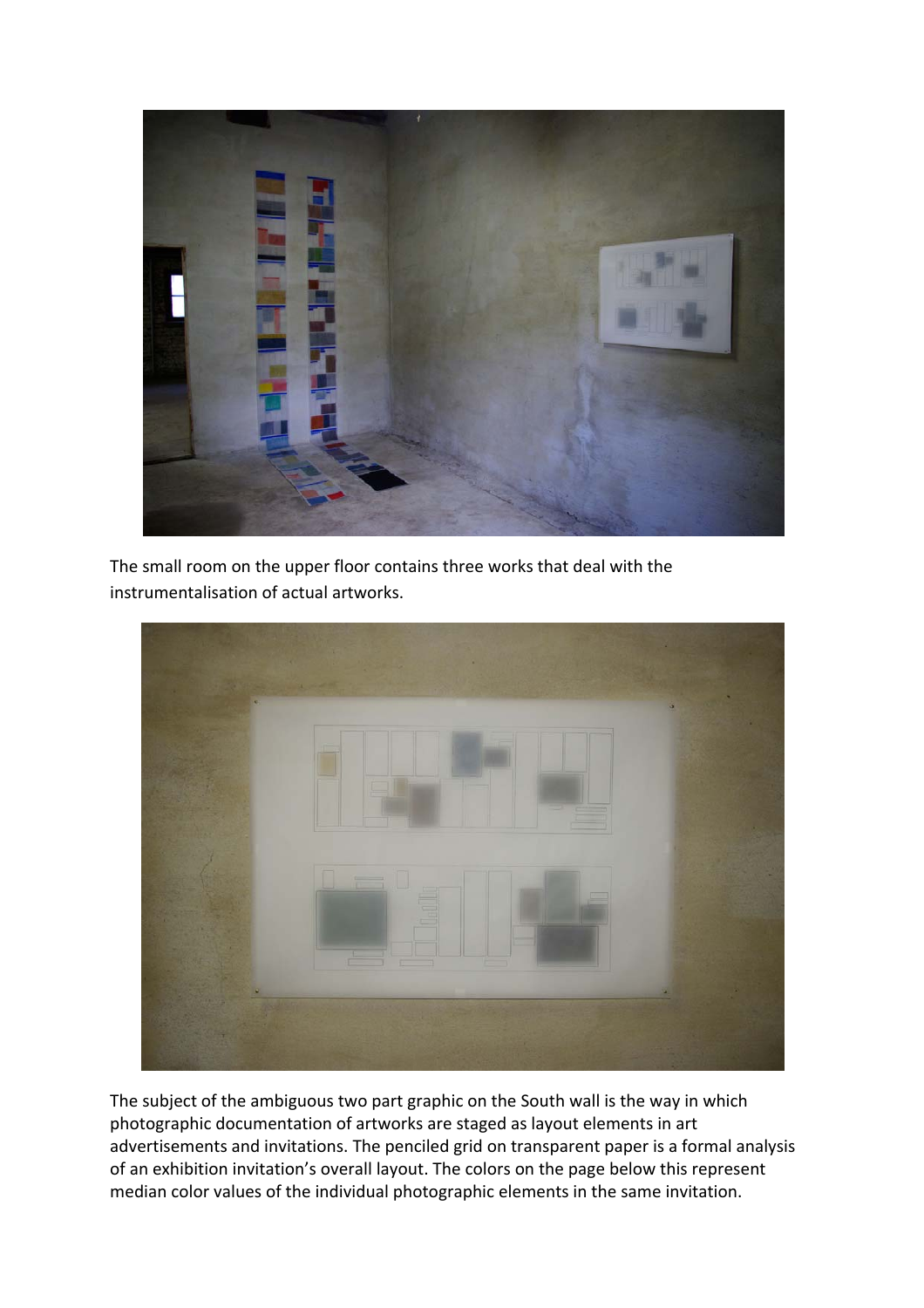The small room on the upper floor contains three works that deal with the instrumentalisation of actual artworks.

The subject of the ambiguous two part graphic on the South wall is the way in which photographic documentation of artworks are staged as layout elements in art advertisements and invitations. The penciled grid on transparent paper is a formal analysis of an exhibition invitation's overall layout. The colors on the page below this represent median color values of the individual photographic elements in the same invitation.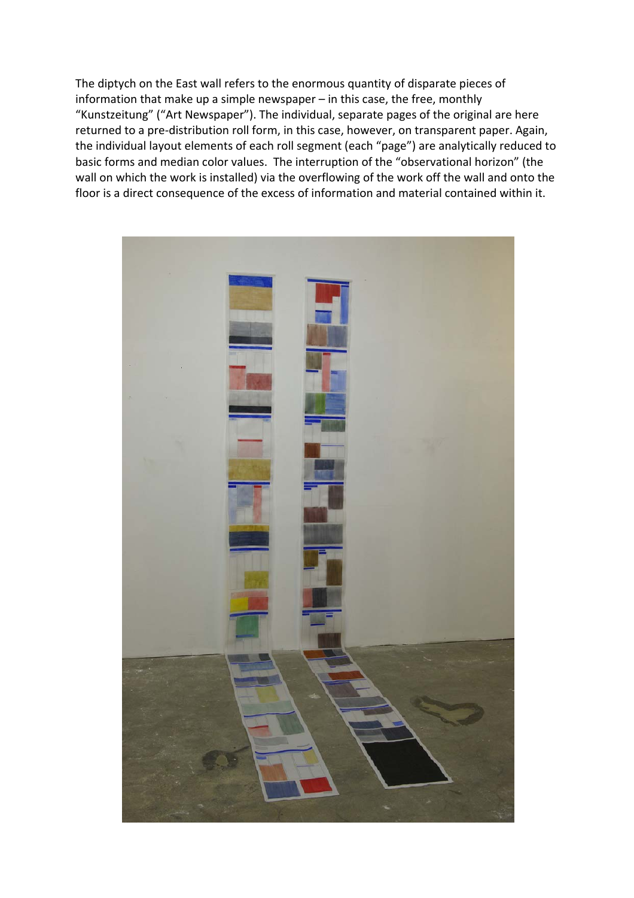The diptych on the East wall refers to the enormous quantity of disparate pieces of information that make up a simple newspaper – in this case, the free, monthly "Kunstzeitung" ("Art Newspaper"). The individual, separate pages of the original are here returned to a pre-distribution roll form, in this case, however, on transparent paper. Again, the individual layout elements of each roll segment (each "page") are analytically reduced to basic forms and median color values. The interruption of the "observational horizon" (the wall on which the work is installed) via the overflowing of the work off the wall and onto the floor is a direct consequence of the excess of information and material contained within it.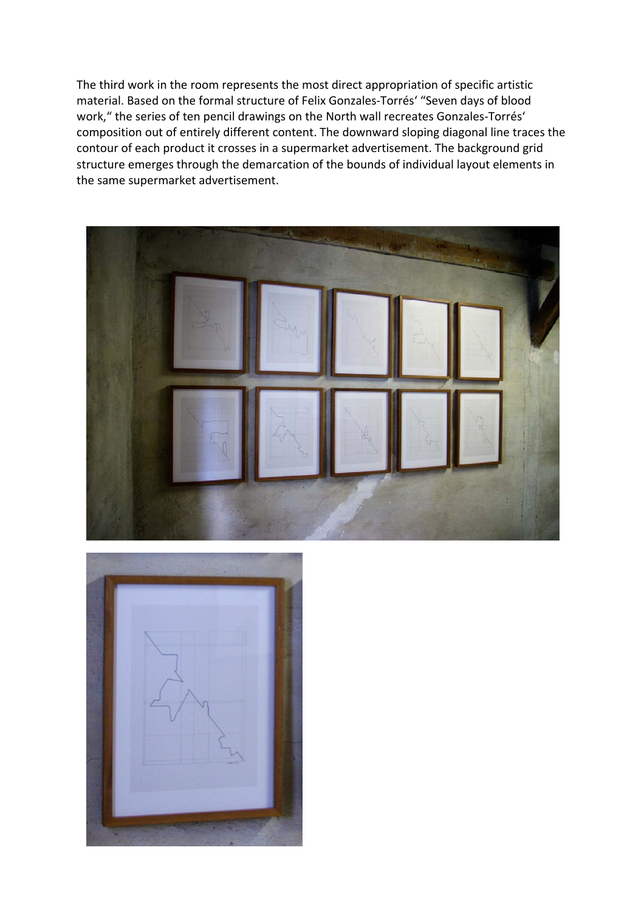The third work in the room represents the most direct appropriation of specific artistic material. Based on the formal structure of Felix Gonzales-Torrés' "Seven days of blood work," the series of ten pencil drawings on the North wall recreates Gonzales-Torrés' composition out of entirely different content. The downward sloping diagonal line traces the contour of each product it crosses in a supermarket advertisement. The background grid structure emerges through the demarcation of the bounds of individual layout elements in the same supermarket advertisement.